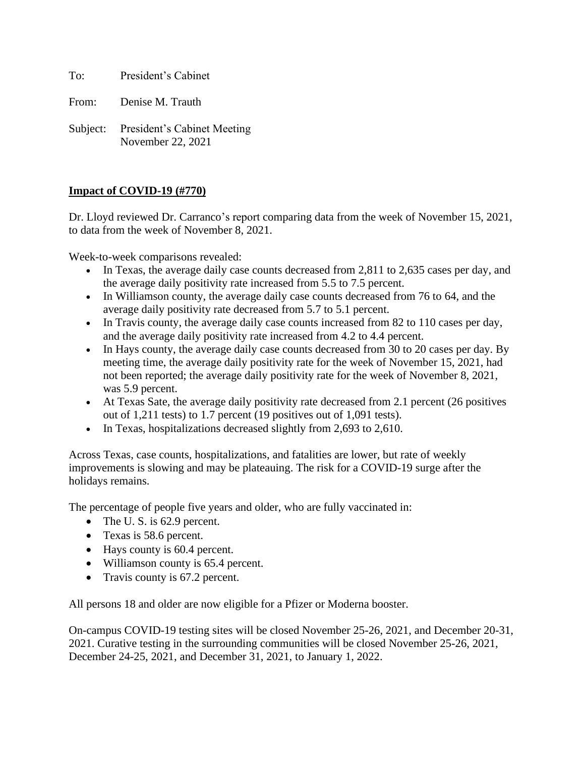To: President's Cabinet

From: Denise M. Trauth

Subject: President's Cabinet Meeting
November 22, 2021

**Impact of COVID-19 (#770)**

Dr. Lloyd reviewed Dr. Carranco's report comparing data from the week of November 15, 2021, to data from the week of November 8, 2021.

Week-to-week comparisons revealed:

- In Texas, the average daily case counts decreased from 2,811 to 2,635 cases per day, and the average daily positivity rate increased from 5.5 to 7.5 percent.
- In Williamson county, the average daily case counts decreased from 76 to 64, and the average daily positivity rate decreased from 5.7 to 5.1 percent.
- In Travis county, the average daily case counts increased from 82 to 110 cases per day, and the average daily positivity rate increased from 4.2 to 4.4 percent.
- In Hays county, the average daily case counts decreased from 30 to 20 cases per day. By meeting time, the average daily positivity rate for the week of November 15, 2021, had not been reported; the average daily positivity rate for the week of November 8, 2021, was 5.9 percent.
- At Texas Sate, the average daily positivity rate decreased from 2.1 percent (26 positives out of 1,211 tests) to 1.7 percent (19 positives out of 1,091 tests).
- In Texas, hospitalizations decreased slightly from 2,693 to 2,610.

Across Texas, case counts, hospitalizations, and fatalities are lower, but rate of weekly improvements is slowing and may be plateauing. The risk for a COVID-19 surge after the holidays remains.

The percentage of people five years and older, who are fully vaccinated in:

- The U. S. is 62.9 percent.
- Texas is 58.6 percent.
- Hays county is 60.4 percent.
- Williamson county is 65.4 percent.
- Travis county is 67.2 percent.

All persons 18 and older are now eligible for a Pfizer or Moderna booster.

On-campus COVID-19 testing sites will be closed November 25-26, 2021, and December 20-31, 2021. Curative testing in the surrounding communities will be closed November 25-26, 2021, December 24-25, 2021, and December 31, 2021, to January 1, 2022.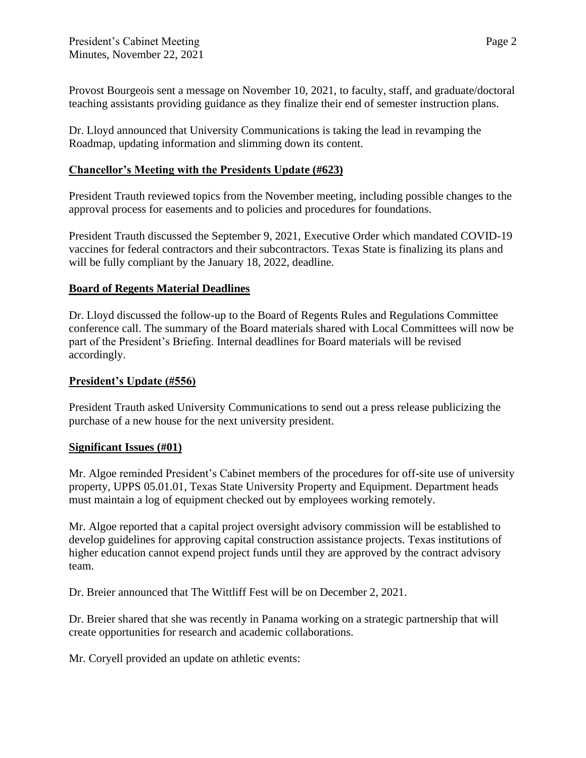Provost Bourgeois sent a message on November 10, 2021, to faculty, staff, and graduate/doctoral teaching assistants providing guidance as they finalize their end of semester instruction plans.

Dr. Lloyd announced that University Communications is taking the lead in revamping the Roadmap, updating information and slimming down its content.

**Chancellor's Meeting with the Presidents Update (#623)**

President Trauth reviewed topics from the November meeting, including possible changes to the approval process for easements and to policies and procedures for foundations.

President Trauth discussed the September 9, 2021, Executive Order which mandated COVID-19 vaccines for federal contractors and their subcontractors. Texas State is finalizing its plans and will be fully compliant by the January 18, 2022, deadline.

**Board of Regents Material Deadlines**

Dr. Lloyd discussed the follow-up to the Board of Regents Rules and Regulations Committee conference call. The summary of the Board materials shared with Local Committees will now be part of the President's Briefing. Internal deadlines for Board materials will be revised accordingly.

**President's Update (#556)**

President Trauth asked University Communications to send out a press release publicizing the purchase of a new house for the next university president.

**Significant Issues (#01)**

Mr. Algoe reminded President's Cabinet members of the procedures for off-site use of university property, UPPS 05.01.01, Texas State University Property and Equipment. Department heads must maintain a log of equipment checked out by employees working remotely.

Mr. Algoe reported that a capital project oversight advisory commission will be established to develop guidelines for approving capital construction assistance projects. Texas institutions of higher education cannot expend project funds until they are approved by the contract advisory team.

Dr. Breier announced that The Wittliff Fest will be on December 2, 2021.

Dr. Breier shared that she was recently in Panama working on a strategic partnership that will create opportunities for research and academic collaborations.

Mr. Coryell provided an update on athletic events: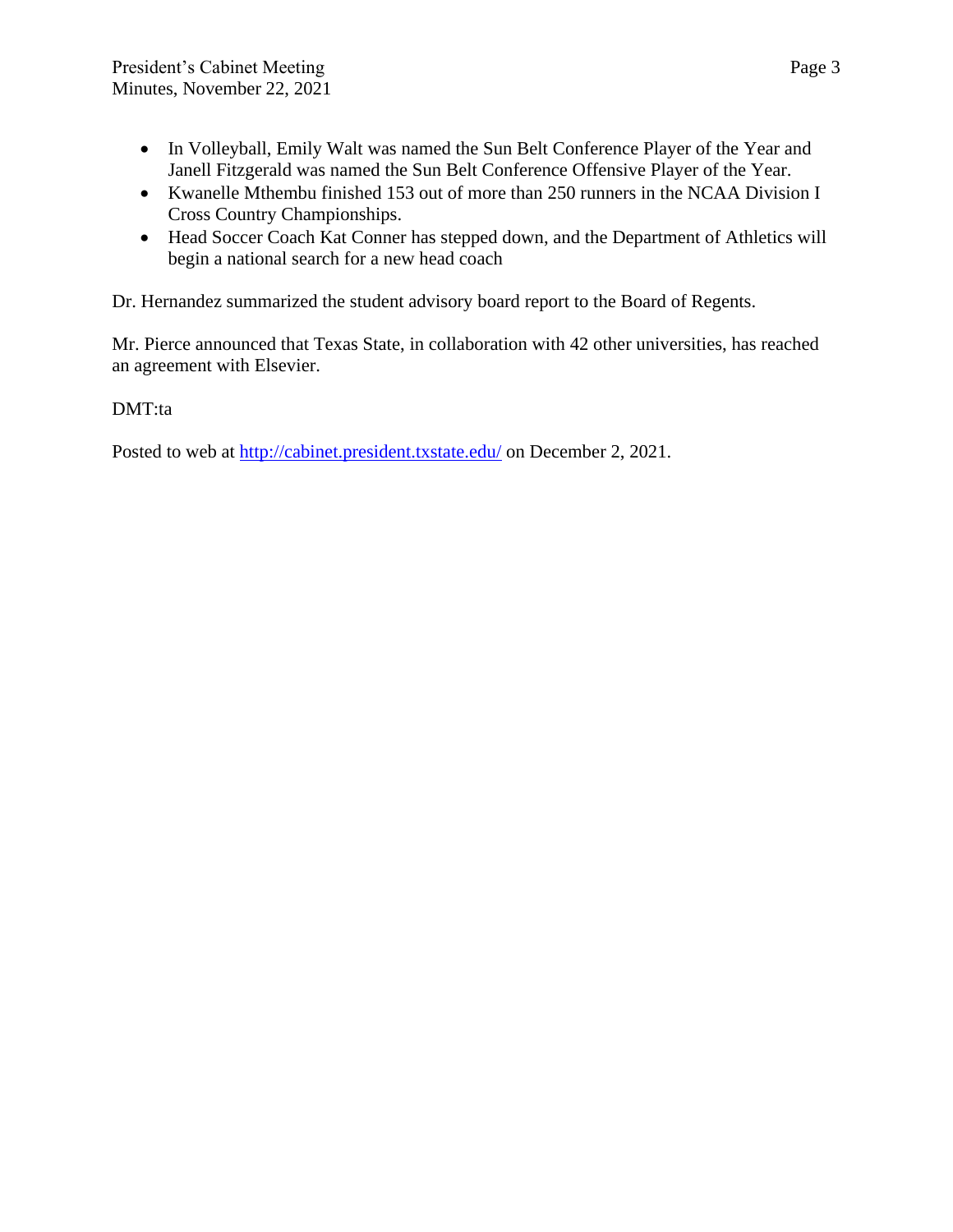- In Volleyball, Emily Walt was named the Sun Belt Conference Player of the Year and Janell Fitzgerald was named the Sun Belt Conference Offensive Player of the Year.
- Kwanelle Mthembu finished 153 out of more than 250 runners in the NCAA Division I Cross Country Championships.
- Head Soccer Coach Kat Conner has stepped down, and the Department of Athletics will begin a national search for a new head coach

Dr. Hernandez summarized the student advisory board report to the Board of Regents.

Mr. Pierce announced that Texas State, in collaboration with 42 other universities, has reached an agreement with Elsevier.

DMT:ta

Posted to web at http://cabinet.president.txstate.edu/ on December 2, 2021.